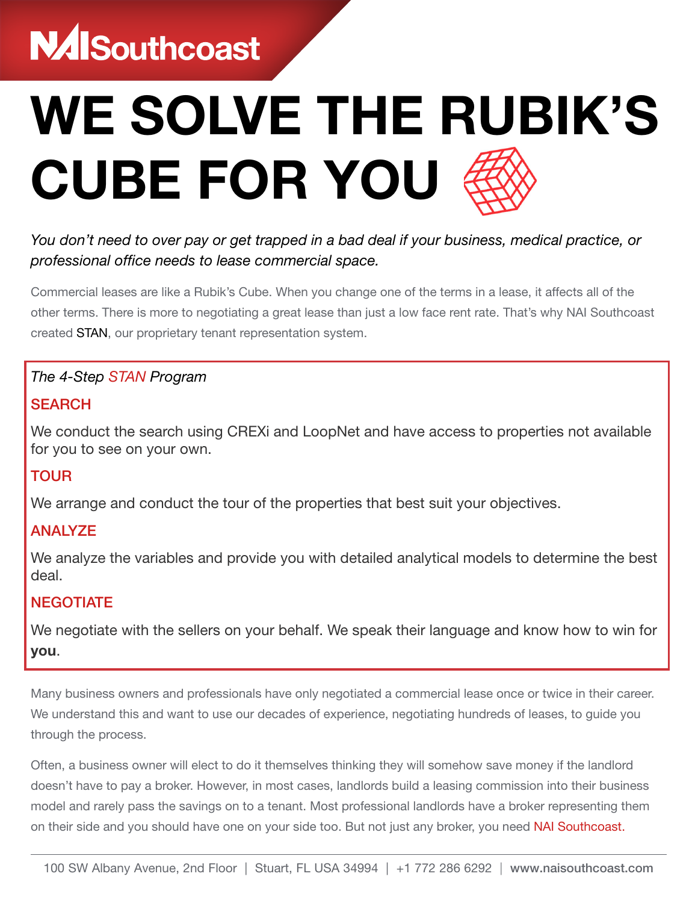NAI Southcoast

# WE SOLVE THE RUBIK'S CUBE FOR YOU

*You don't need to over pay or get trapped in a bad deal if your business, medical practice, or professional office needs to lease commercial space.*

Commercial leases are like a Rubik's Cube. When you change one of the terms in a lease, it affects all of the other terms. There is more to negotiating a great lease than just a low face rent rate. That's why NAI Southcoast created STAN, our proprietary tenant representation system.

*The 4-Step STAN Program*

## SEARCH

We conduct the search using CREXi and LoopNet and have access to properties not available for you to see on your own.

## TOUR

We arrange and conduct the tour of the properties that best suit your objectives.

## ANALYZE

We analyze the variables and provide you with detailed analytical models to determine the best deal.

## NEGOTIATE

We negotiate with the sellers on your behalf. We speak their language and know how to win for **you**.

Many business owners and professionals have only negotiated a commercial lease once or twice in their career. We understand this and want to use our decades of experience, negotiating hundreds of leases, to guide you through the process.

Often, a business owner will elect to do it themselves thinking they will somehow save money if the landlord doesn't have to pay a broker. However, in most cases, landlords build a leasing commission into their business model and rarely pass the savings on to a tenant. Most professional landlords have a broker representing them on their side and you should have one on your side too. But not just any broker, you need NAI Southcoast.

100 SW Albany Avenue, 2nd Floor | Stuart, FL USA 34994 | +1 772 286 6292 | **www.naisouthcoast.com**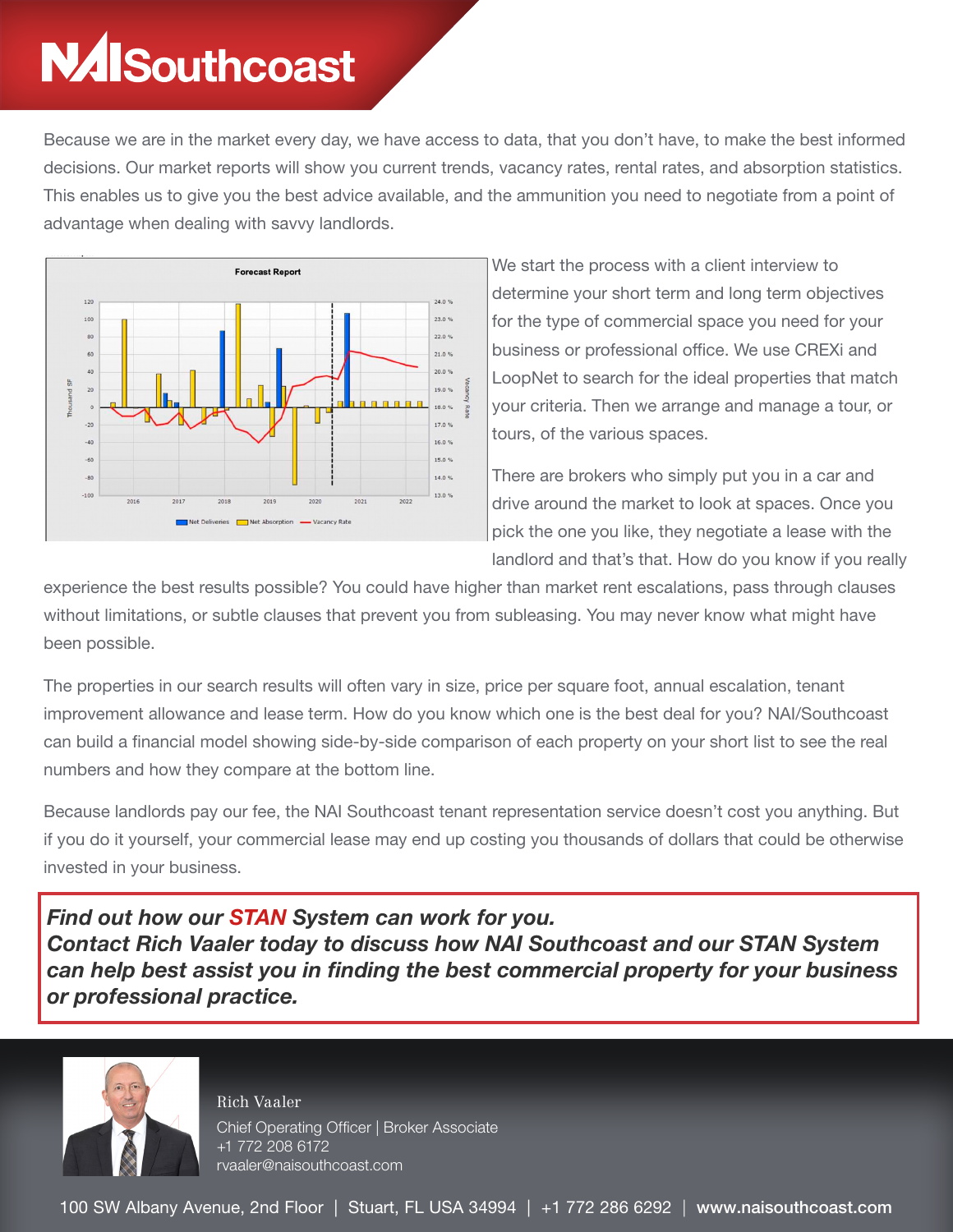# NAI Southcoast

Because we are in the market every day, we have access to data, that you don't have, to make the best informed decisions. Our market reports will show you current trends, vacancy rates, rental rates, and absorption statistics. This enables us to give you the best advice available, and the ammunition you need to negotiate from a point of advantage when dealing with savvy landlords.

Forecast Report

Thousand SF

120
100
80
60
40
20
0
-20
-40
-60
-80
-100

Vacancy Rate

24.0 %
23.0 %
22.0 %
21.0 %
20.0 %
19.0 %
18.0 %
17.0 %
16.0 %
15.0 %
14.0 %
13.0 %

2016 2017 2018 2019 2020 2021 2022

Net Deliveries | Net Absorption | Vacancy Rate

We start the process with a client interview to determine your short term and long term objectives for the type of commercial space you need for your business or professional office. We use CREXi and LoopNet to search for the ideal properties that match your criteria. Then we arrange and manage a tour, or tours, of the various spaces.

There are brokers who simply put you in a car and drive around the market to look at spaces. Once you pick the one you like, they negotiate a lease with the landlord and that's that. How do you know if you really experience the best results possible? You could have higher than market rent escalations, pass through clauses without limitations, or subtle clauses that prevent you from subleasing. You may never know what might have been possible.

The properties in our search results will often vary in size, price per square foot, annual escalation, tenant improvement allowance and lease term. How do you know which one is the best deal for you? NAI/Southcoast can build a financial model showing side-by-side comparison of each property on your short list to see the real numbers and how they compare at the bottom line.

Because landlords pay our fee, the NAI Southcoast tenant representation service doesn't cost you anything. But if you do it yourself, your commercial lease may end up costing you thousands of dollars that could be otherwise invested in your business.

***Find out how our STAN System can work for you.***
***Contact Rich Vaaler today to discuss how NAI Southcoast and our STAN System can help best assist you in finding the best commercial property for your business or professional practice.***

Rich Vaaler
Chief Operating Officer | Broker Associate
+1 772 208 6172
rvaaler@naisouthcoast.com

100 SW Albany Avenue, 2nd Floor | Stuart, FL USA 34994 | +1 772 286 6292 | www.naisouthcoast.com